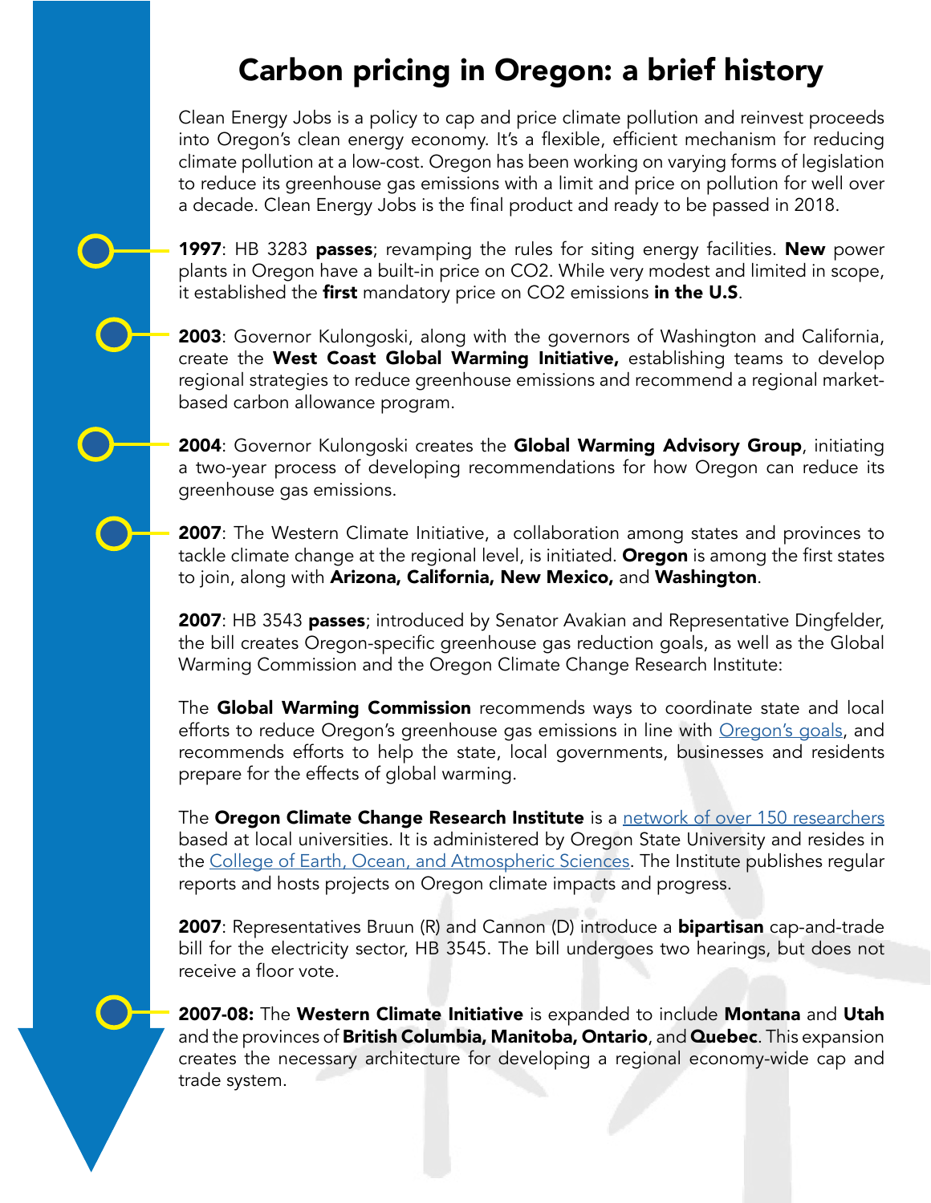# Carbon pricing in Oregon: a brief history

Clean Energy Jobs is a policy to cap and price climate pollution and reinvest proceeds into Oregon's clean energy economy. It's a flexible, efficient mechanism for reducing climate pollution at a low-cost. Oregon has been working on varying forms of legislation to reduce its greenhouse gas emissions with a limit and price on pollution for well over a decade. Clean Energy Jobs is the final product and ready to be passed in 2018.

**1997**: HB 3283 **passes**; revamping the rules for siting energy facilities. **New** power plants in Oregon have a built-in price on CO2. While very modest and limited in scope, it established the **first** mandatory price on CO2 emissions **in the U.S**.

**2003**: Governor Kulongoski, along with the governors of Washington and California, create the **West Coast Global Warming Initiative,** establishing teams to develop regional strategies to reduce greenhouse emissions and recommend a regional market-based carbon allowance program.

**2004**: Governor Kulongoski creates the **Global Warming Advisory Group**, initiating a two-year process of developing recommendations for how Oregon can reduce its greenhouse gas emissions.

**2007**: The Western Climate Initiative, a collaboration among states and provinces to tackle climate change at the regional level, is initiated. **Oregon** is among the first states to join, along with **Arizona, California, New Mexico,** and **Washington**.

**2007**: HB 3543 **passes**; introduced by Senator Avakian and Representative Dingfelder, the bill creates Oregon-specific greenhouse gas reduction goals, as well as the Global Warming Commission and the Oregon Climate Change Research Institute:

The **Global Warming Commission** recommends ways to coordinate state and local efforts to reduce Oregon's greenhouse gas emissions in line with Oregon's goals, and recommends efforts to help the state, local governments, businesses and residents prepare for the effects of global warming.

The **Oregon Climate Change Research Institute** is a network of over 150 researchers based at local universities. It is administered by Oregon State University and resides in the College of Earth, Ocean, and Atmospheric Sciences. The Institute publishes regular reports and hosts projects on Oregon climate impacts and progress.

**2007**: Representatives Bruun (R) and Cannon (D) introduce a **bipartisan** cap-and-trade bill for the electricity sector, HB 3545. The bill undergoes two hearings, but does not receive a floor vote.

**2007-08:** The **Western Climate Initiative** is expanded to include **Montana** and **Utah** and the provinces of **British Columbia, Manitoba, Ontario**, and **Quebec**. This expansion creates the necessary architecture for developing a regional economy-wide cap and trade system.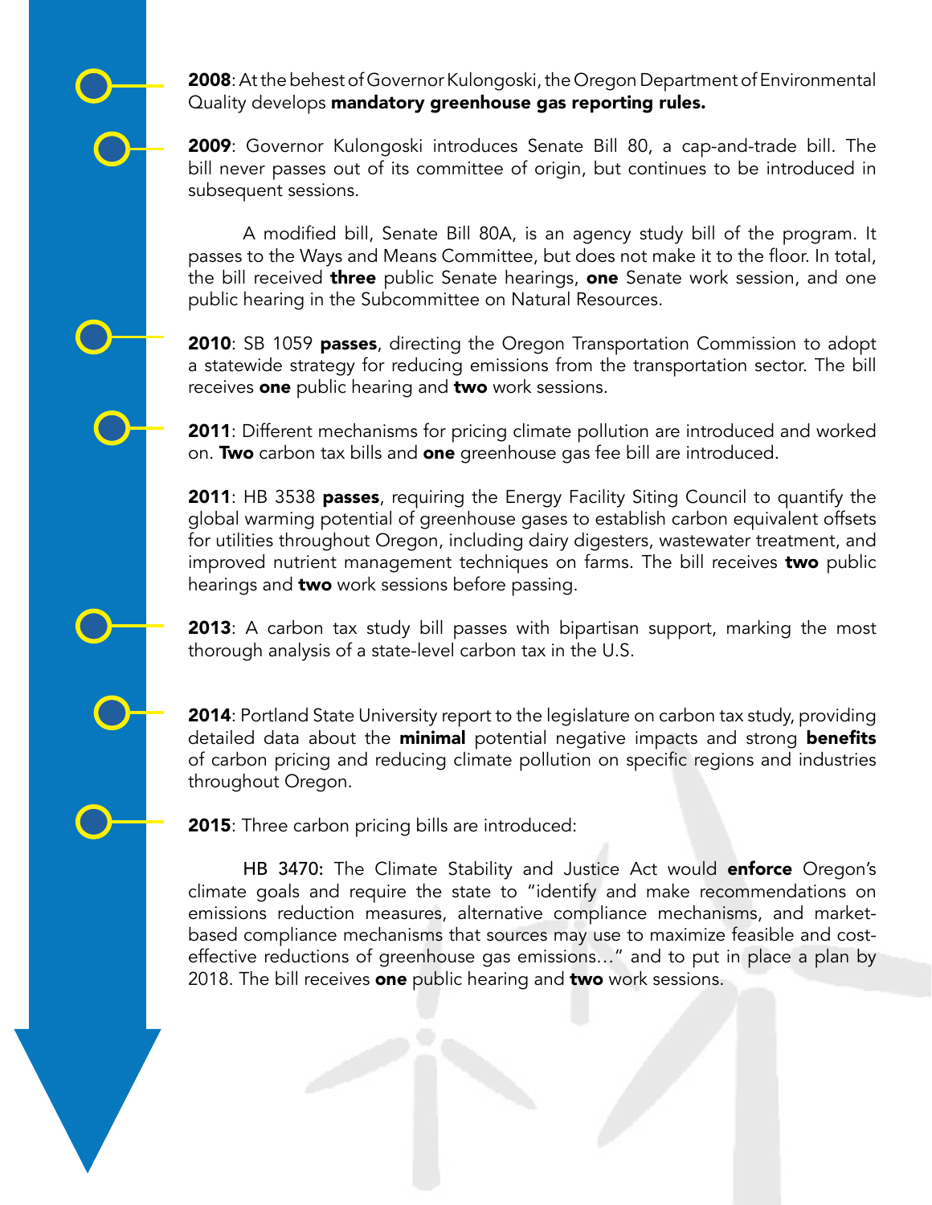**2008**: At the behest of Governor Kulongoski, the Oregon Department of Environmental Quality develops **mandatory greenhouse gas reporting rules.**

**2009**: Governor Kulongoski introduces Senate Bill 80, a cap-and-trade bill. The bill never passes out of its committee of origin, but continues to be introduced in subsequent sessions.

A modified bill, Senate Bill 80A, is an agency study bill of the program. It passes to the Ways and Means Committee, but does not make it to the floor. In total, the bill received **three** public Senate hearings, **one** Senate work session, and one public hearing in the Subcommittee on Natural Resources.

**2010**: SB 1059 **passes**, directing the Oregon Transportation Commission to adopt a statewide strategy for reducing emissions from the transportation sector. The bill receives **one** public hearing and **two** work sessions.

**2011**: Different mechanisms for pricing climate pollution are introduced and worked on. **Two** carbon tax bills and **one** greenhouse gas fee bill are introduced.

**2011**: HB 3538 **passes**, requiring the Energy Facility Siting Council to quantify the global warming potential of greenhouse gases to establish carbon equivalent offsets for utilities throughout Oregon, including dairy digesters, wastewater treatment, and improved nutrient management techniques on farms. The bill receives **two** public hearings and **two** work sessions before passing.

**2013**: A carbon tax study bill passes with bipartisan support, marking the most thorough analysis of a state-level carbon tax in the U.S.

**2014**: Portland State University report to the legislature on carbon tax study, providing detailed data about the **minimal** potential negative impacts and strong **benefits** of carbon pricing and reducing climate pollution on specific regions and industries throughout Oregon.

**2015**: Three carbon pricing bills are introduced:

HB 3470: The Climate Stability and Justice Act would **enforce** Oregon's climate goals and require the state to "identify and make recommendations on emissions reduction measures, alternative compliance mechanisms, and market-based compliance mechanisms that sources may use to maximize feasible and cost-effective reductions of greenhouse gas emissions…" and to put in place a plan by 2018. The bill receives **one** public hearing and **two** work sessions.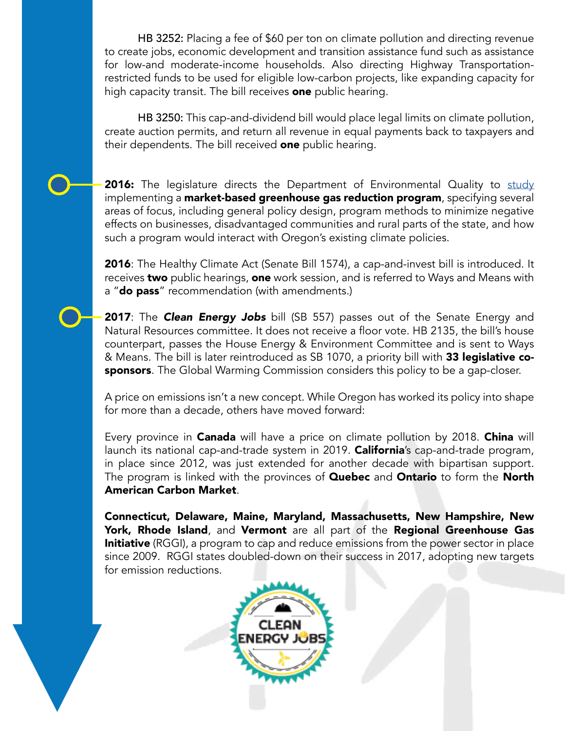HB 3252: Placing a fee of $60 per ton on climate pollution and directing revenue to create jobs, economic development and transition assistance fund such as assistance for low-and moderate-income households. Also directing Highway Transportation-restricted funds to be used for eligible low-carbon projects, like expanding capacity for high capacity transit. The bill receives **one** public hearing.

HB 3250: This cap-and-dividend bill would place legal limits on climate pollution, create auction permits, and return all revenue in equal payments back to taxpayers and their dependents. The bill received **one** public hearing.

**2016:** The legislature directs the Department of Environmental Quality to study implementing a **market-based greenhouse gas reduction program**, specifying several areas of focus, including general policy design, program methods to minimize negative effects on businesses, disadvantaged communities and rural parts of the state, and how such a program would interact with Oregon's existing climate policies.

**2016**: The Healthy Climate Act (Senate Bill 1574), a cap-and-invest bill is introduced. It receives **two** public hearings, **one** work session, and is referred to Ways and Means with a "**do pass**" recommendation (with amendments.)

**2017**: The ***Clean Energy Jobs*** bill (SB 557) passes out of the Senate Energy and Natural Resources committee. It does not receive a floor vote. HB 2135, the bill's house counterpart, passes the House Energy & Environment Committee and is sent to Ways & Means. The bill is later reintroduced as SB 1070, a priority bill with **33 legislative co-sponsors**. The Global Warming Commission considers this policy to be a gap-closer.

A price on emissions isn't a new concept. While Oregon has worked its policy into shape for more than a decade, others have moved forward:

Every province in **Canada** will have a price on climate pollution by 2018. **China** will launch its national cap-and-trade system in 2019. **California**'s cap-and-trade program, in place since 2012, was just extended for another decade with bipartisan support. The program is linked with the provinces of **Quebec** and **Ontario** to form the **North American Carbon Market**.

**Connecticut, Delaware, Maine, Maryland, Massachusetts, New Hampshire, New York, Rhode Island**, and **Vermont** are all part of the **Regional Greenhouse Gas Initiative** (RGGI), a program to cap and reduce emissions from the power sector in place since 2009. RGGI states doubled-down on their success in 2017, adopting new targets for emission reductions.

CLEAN ENERGY JOBS